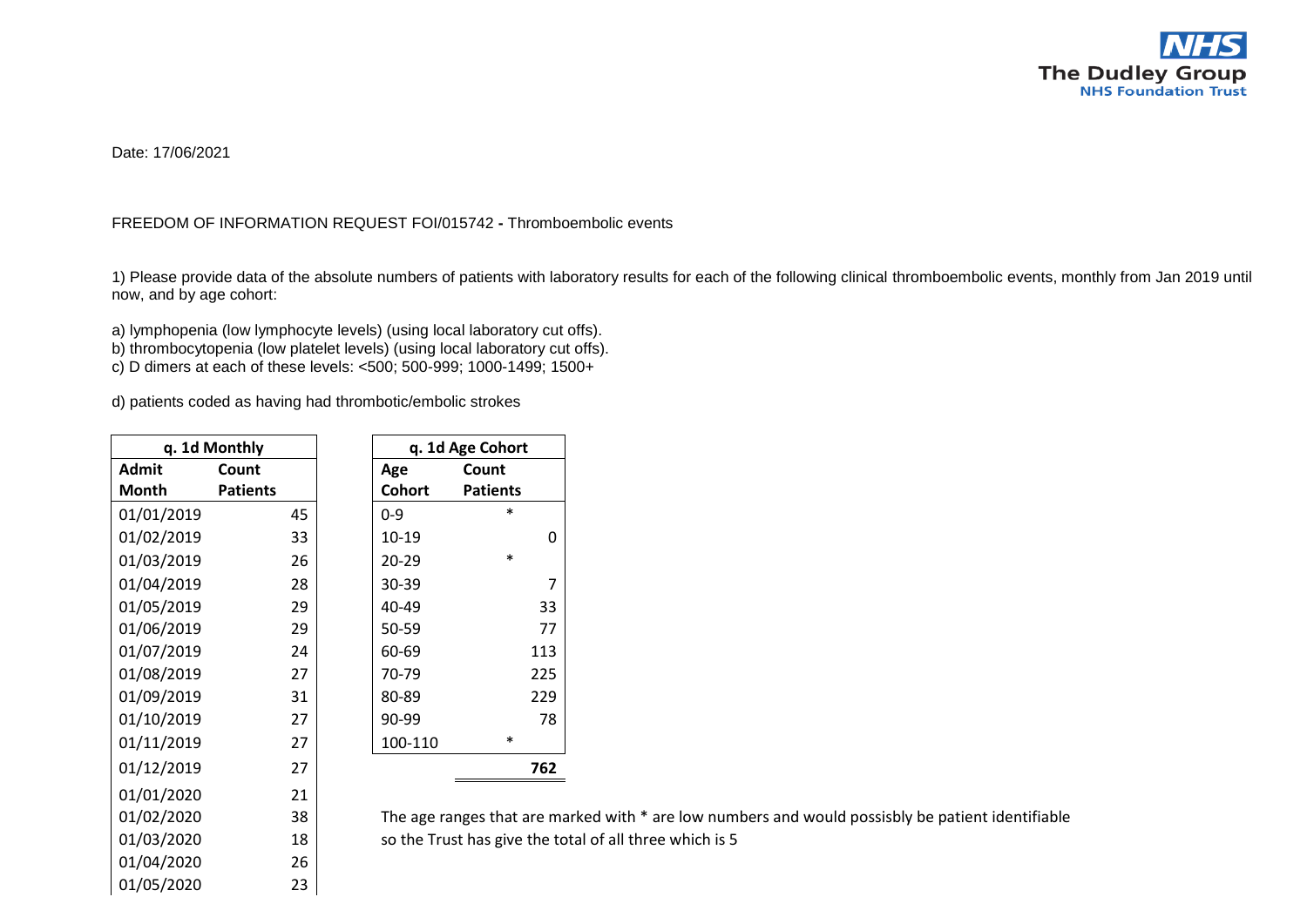Date: 17/06/2021

FREEDOM OF INFORMATION REQUEST FOI/015742 - Thromboembolic events

1) Please provide data of the absolute numbers of patients with laboratory results for each of the following clinical thromboembolic events, monthly from Jan 2019 until now, and by age cohort:

a) lymphopenia (low lymphocyte levels) (using local laboratory cut offs).
b) thrombocytopenia (low platelet levels) (using local laboratory cut offs).
c) D dimers at each of these levels: <500; 500-999; 1000-1499; 1500+

d) patients coded as having had thrombotic/embolic strokes

| q. 1d Monthly | |
|---|---|
| **Admit Month** | **Count Patients** |
| 01/01/2019 | 45 |
| 01/02/2019 | 33 |
| 01/03/2019 | 26 |
| 01/04/2019 | 28 |
| 01/05/2019 | 29 |
| 01/06/2019 | 29 |
| 01/07/2019 | 24 |
| 01/08/2019 | 27 |
| 01/09/2019 | 31 |
| 01/10/2019 | 27 |
| 01/11/2019 | 27 |
| 01/12/2019 | 27 |
| 01/01/2020 | 21 |
| 01/02/2020 | 38 |
| 01/03/2020 | 18 |
| 01/04/2020 | 26 |
| 01/05/2020 | 23 |

| q. 1d Age Cohort | |
|---|---|
| **Age Cohort** | **Count Patients** |
| 0-9 | * |
| 10-19 | 0 |
| 20-29 | * |
| 30-39 | 7 |
| 40-49 | 33 |
| 50-59 | 77 |
| 60-69 | 113 |
| 70-79 | 225 |
| 80-89 | 229 |
| 90-99 | 78 |
| 100-110 | * |
| | **762** |

The age ranges that are marked with * are low numbers and would possisbly be patient identifiable so the Trust has give the total of all three which is 5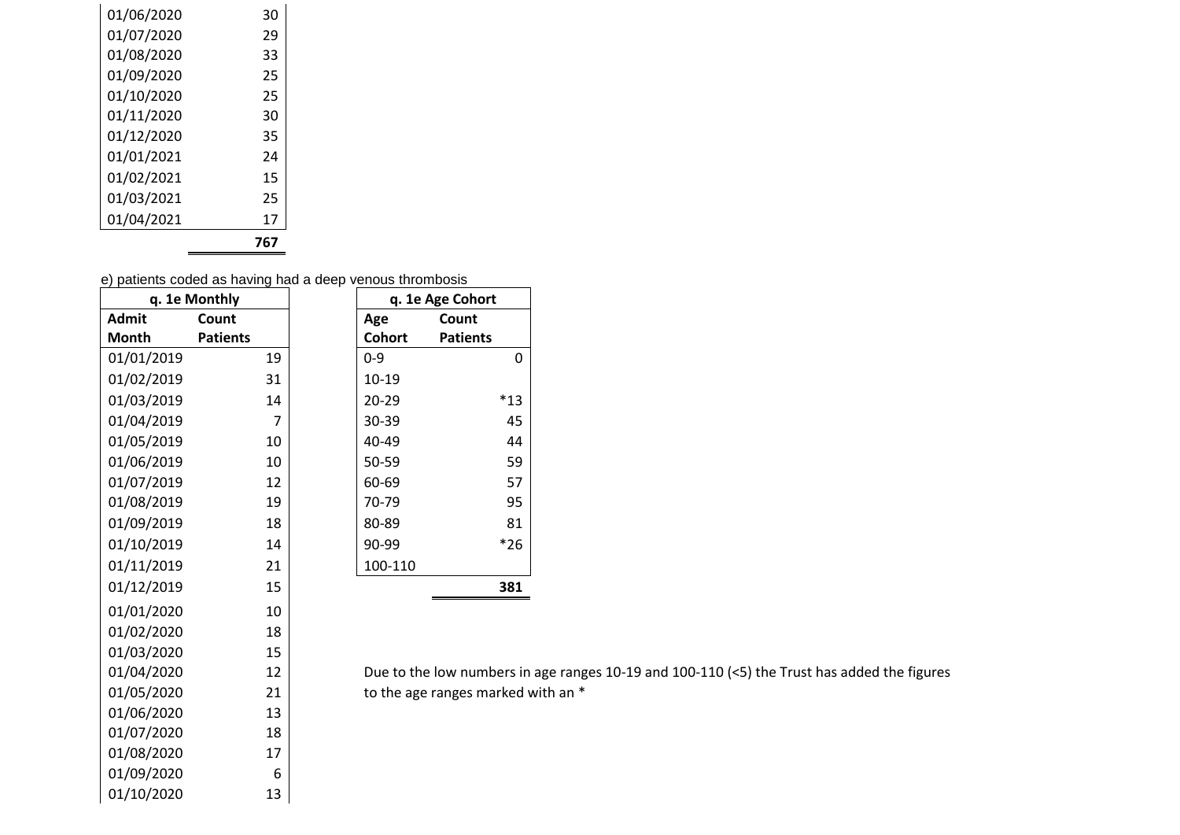| | |
|---|---|
| 01/06/2020 | 30 |
| 01/07/2020 | 29 |
| 01/08/2020 | 33 |
| 01/09/2020 | 25 |
| 01/10/2020 | 25 |
| 01/11/2020 | 30 |
| 01/12/2020 | 35 |
| 01/01/2021 | 24 |
| 01/02/2021 | 15 |
| 01/03/2021 | 25 |
| 01/04/2021 | 17 |
| | **767** |

e) patients coded as having had a deep venous thrombosis

| q. 1e Monthly | |
|---|---|
| **Admit Month** | **Count Patients** |
| 01/01/2019 | 19 |
| 01/02/2019 | 31 |
| 01/03/2019 | 14 |
| 01/04/2019 | 7 |
| 01/05/2019 | 10 |
| 01/06/2019 | 10 |
| 01/07/2019 | 12 |
| 01/08/2019 | 19 |
| 01/09/2019 | 18 |
| 01/10/2019 | 14 |
| 01/11/2019 | 21 |
| 01/12/2019 | 15 |
| 01/01/2020 | 10 |
| 01/02/2020 | 18 |
| 01/03/2020 | 15 |
| 01/04/2020 | 12 |
| 01/05/2020 | 21 |
| 01/06/2020 | 13 |
| 01/07/2020 | 18 |
| 01/08/2020 | 17 |
| 01/09/2020 | 6 |
| 01/10/2020 | 13 |

| q. 1e Age Cohort | |
|---|---|
| **Age Cohort** | **Count Patients** |
| 0-9 | 0 |
| 10-19 | |
| 20-29 | *13 |
| 30-39 | 45 |
| 40-49 | 44 |
| 50-59 | 59 |
| 60-69 | 57 |
| 70-79 | 95 |
| 80-89 | 81 |
| 90-99 | *26 |
| 100-110 | |
| | **381** |

Due to the low numbers in age ranges 10-19 and 100-110 (<5) the Trust has added the figures to the age ranges marked with an *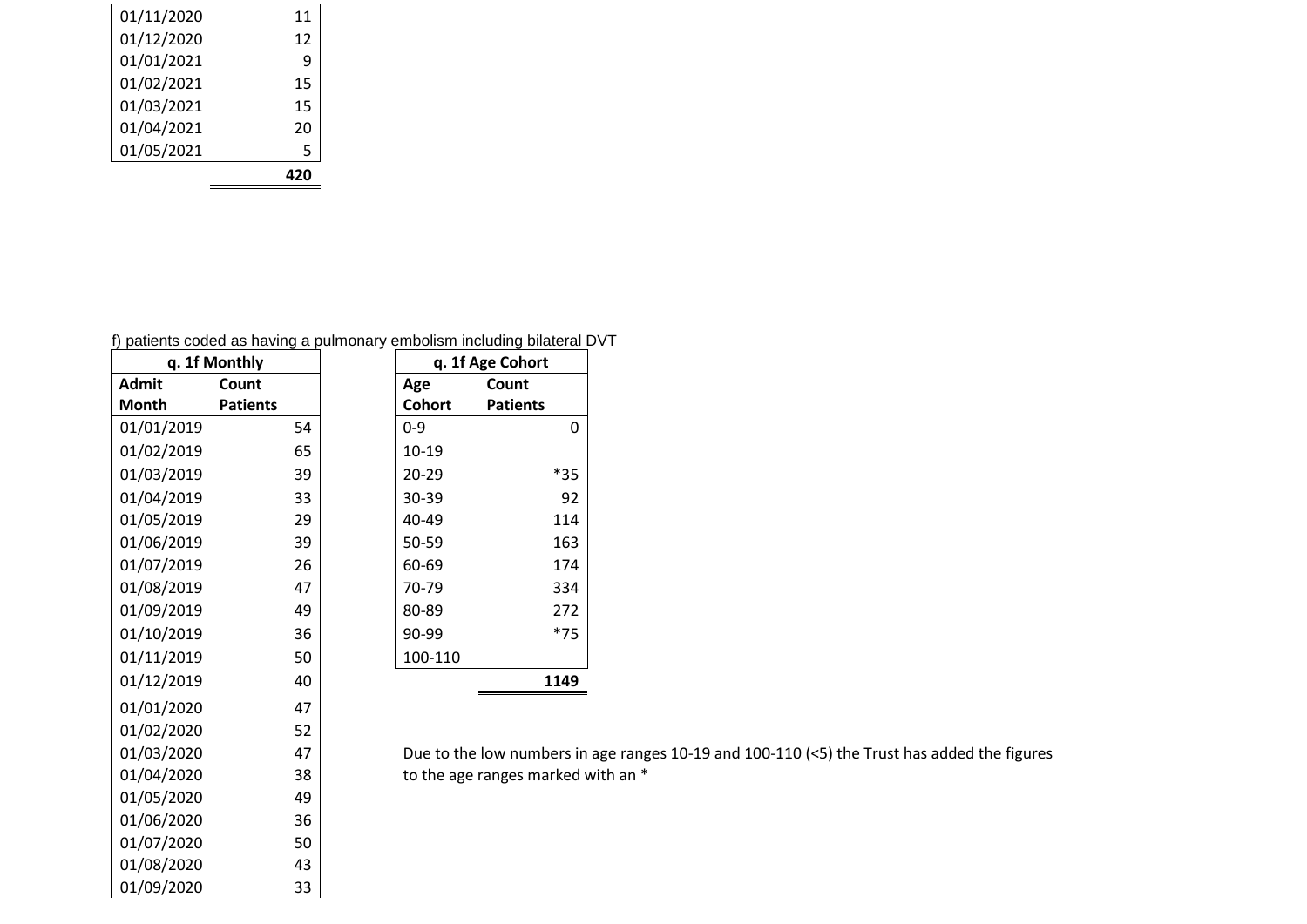| | |
|---|---|
| 01/11/2020 | 11 |
| 01/12/2020 | 12 |
| 01/01/2021 | 9 |
| 01/02/2021 | 15 |
| 01/03/2021 | 15 |
| 01/04/2021 | 20 |
| 01/05/2021 | 5 |
| | **420** |

f) patients coded as having a pulmonary embolism including bilateral DVT

| **q. 1f Monthly** | |
|---|---|
| **Admit Month** | **Count Patients** |
| 01/01/2019 | 54 |
| 01/02/2019 | 65 |
| 01/03/2019 | 39 |
| 01/04/2019 | 33 |
| 01/05/2019 | 29 |
| 01/06/2019 | 39 |
| 01/07/2019 | 26 |
| 01/08/2019 | 47 |
| 01/09/2019 | 49 |
| 01/10/2019 | 36 |
| 01/11/2019 | 50 |
| 01/12/2019 | 40 |
| 01/01/2020 | 47 |
| 01/02/2020 | 52 |
| 01/03/2020 | 47 |
| 01/04/2020 | 38 |
| 01/05/2020 | 49 |
| 01/06/2020 | 36 |
| 01/07/2020 | 50 |
| 01/08/2020 | 43 |
| 01/09/2020 | 33 |

| **q. 1f Age Cohort** | |
|---|---|
| **Age Cohort** | **Count Patients** |
| 0-9 | 0 |
| 10-19 | |
| 20-29 | *35 |
| 30-39 | 92 |
| 40-49 | 114 |
| 50-59 | 163 |
| 60-69 | 174 |
| 70-79 | 334 |
| 80-89 | 272 |
| 90-99 | *75 |
| 100-110 | |
| | **1149** |

Due to the low numbers in age ranges 10-19 and 100-110 (<5) the Trust has added the figures to the age ranges marked with an *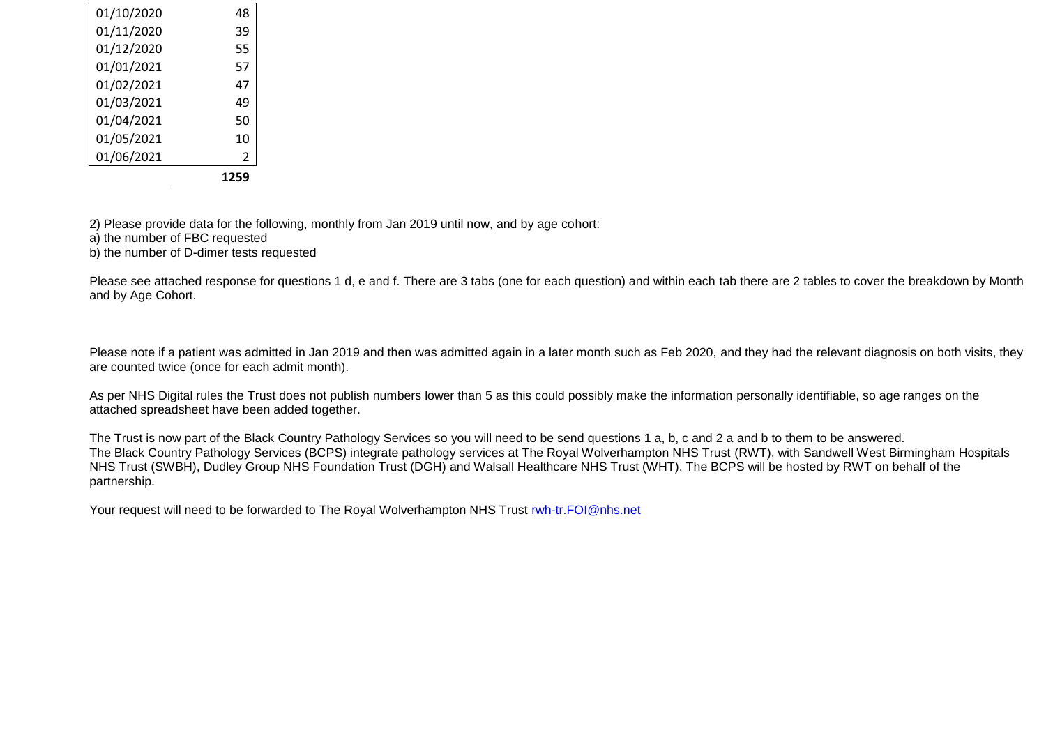| | |
|---|---|
| 01/10/2020 | 48 |
| 01/11/2020 | 39 |
| 01/12/2020 | 55 |
| 01/01/2021 | 57 |
| 01/02/2021 | 47 |
| 01/03/2021 | 49 |
| 01/04/2021 | 50 |
| 01/05/2021 | 10 |
| 01/06/2021 | 2 |
| | **1259** |

2) Please provide data for the following, monthly from Jan 2019 until now, and by age cohort:
a) the number of FBC requested
b) the number of D-dimer tests requested

Please see attached response for questions 1 d, e and f. There are 3 tabs (one for each question) and within each tab there are 2 tables to cover the breakdown by Month and by Age Cohort.

Please note if a patient was admitted in Jan 2019 and then was admitted again in a later month such as Feb 2020, and they had the relevant diagnosis on both visits, they are counted twice (once for each admit month).

As per NHS Digital rules the Trust does not publish numbers lower than 5 as this could possibly make the information personally identifiable, so age ranges on the attached spreadsheet have been added together.

The Trust is now part of the Black Country Pathology Services so you will need to be send questions 1 a, b, c and 2 a and b to them to be answered.
The Black Country Pathology Services (BCPS) integrate pathology services at The Royal Wolverhampton NHS Trust (RWT), with Sandwell West Birmingham Hospitals NHS Trust (SWBH), Dudley Group NHS Foundation Trust (DGH) and Walsall Healthcare NHS Trust (WHT). The BCPS will be hosted by RWT on behalf of the partnership.

Your request will need to be forwarded to The Royal Wolverhampton NHS Trust rwh-tr.FOI@nhs.net